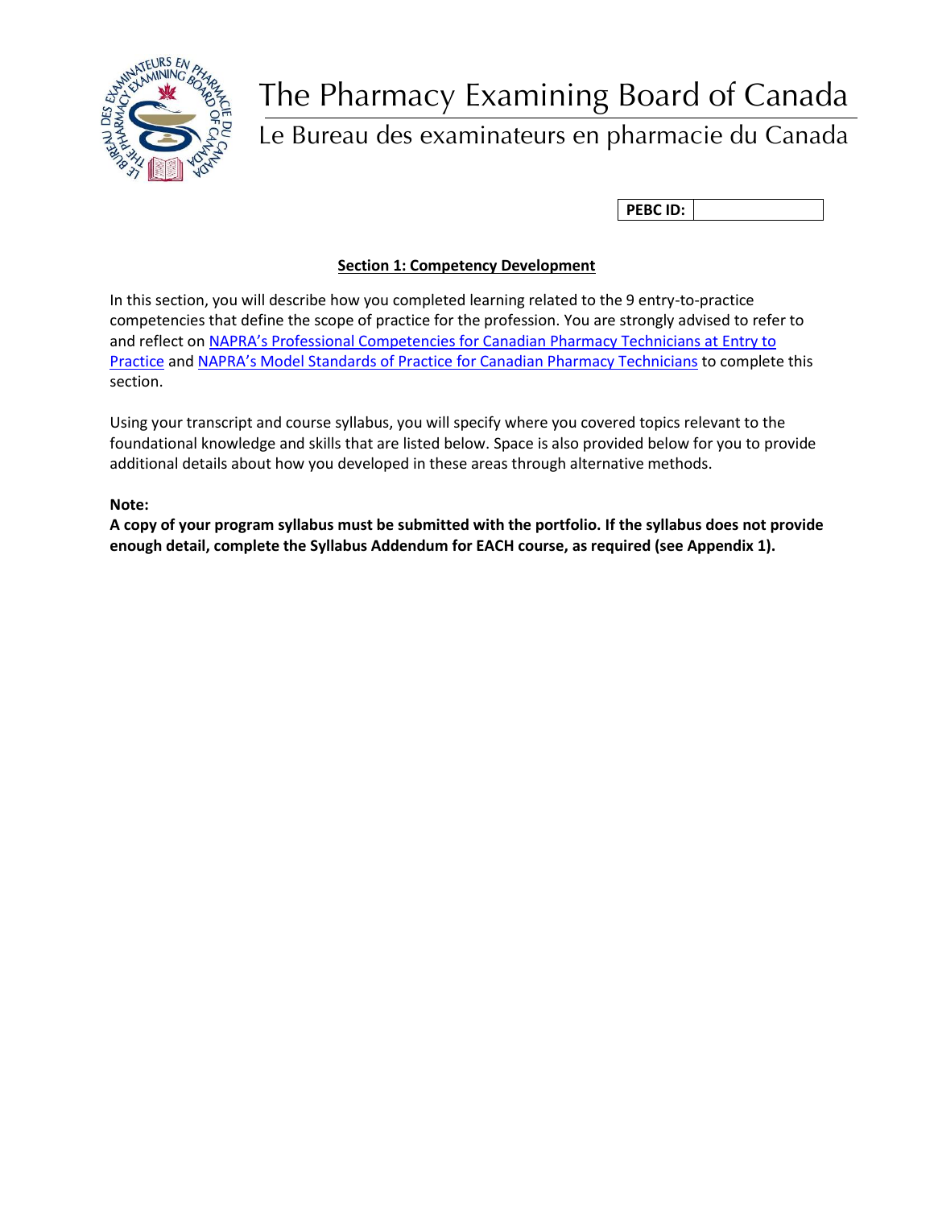# The Pharmacy Examining Board of Canada

## Le Bureau des examinateurs en pharmacie du Canada

| PEBC ID: | |
|---|---|

### Section 1: Competency Development

In this section, you will describe how you completed learning related to the 9 entry-to-practice competencies that define the scope of practice for the profession. You are strongly advised to refer to and reflect on NAPRA's Professional Competencies for Canadian Pharmacy Technicians at Entry to Practice and NAPRA's Model Standards of Practice for Canadian Pharmacy Technicians to complete this section.

Using your transcript and course syllabus, you will specify where you covered topics relevant to the foundational knowledge and skills that are listed below. Space is also provided below for you to provide additional details about how you developed in these areas through alternative methods.

**Note:**

**A copy of your program syllabus must be submitted with the portfolio. If the syllabus does not provide enough detail, complete the Syllabus Addendum for EACH course, as required (see Appendix 1).**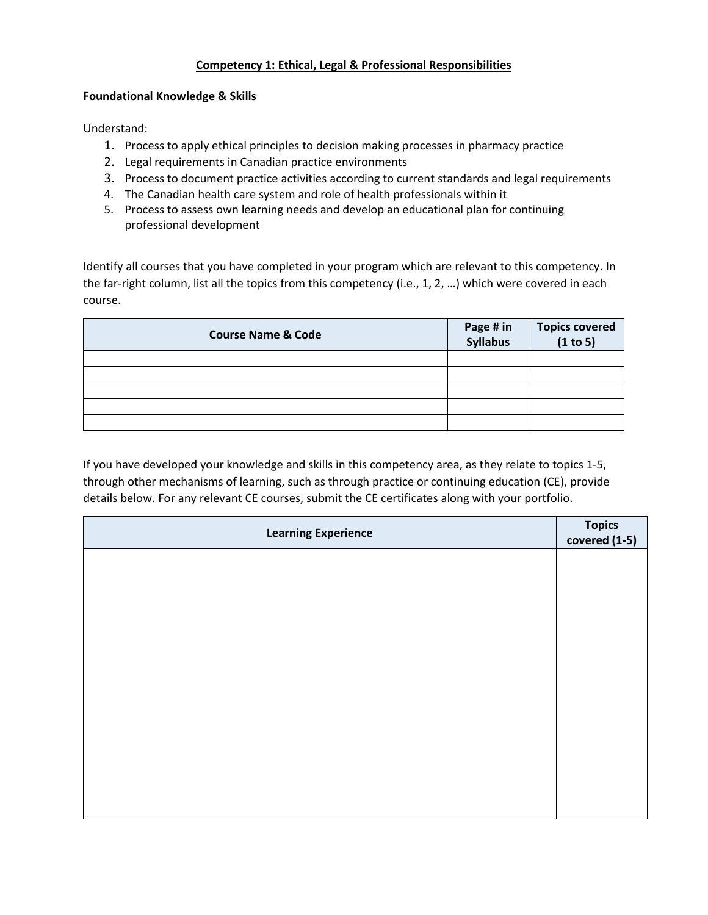## Competency 1: Ethical, Legal & Professional Responsibilities

**Foundational Knowledge & Skills**

Understand:

1. Process to apply ethical principles to decision making processes in pharmacy practice
2. Legal requirements in Canadian practice environments
3. Process to document practice activities according to current standards and legal requirements
4. The Canadian health care system and role of health professionals within it
5. Process to assess own learning needs and develop an educational plan for continuing professional development

Identify all courses that you have completed in your program which are relevant to this competency. In the far-right column, list all the topics from this competency (i.e., 1, 2, …) which were covered in each course.

| Course Name & Code | Page # in Syllabus | Topics covered (1 to 5) |
|---|---|---|
| | | |
| | | |
| | | |
| | | |
| | | |

If you have developed your knowledge and skills in this competency area, as they relate to topics 1-5, through other mechanisms of learning, such as through practice or continuing education (CE), provide details below. For any relevant CE courses, submit the CE certificates along with your portfolio.

| Learning Experience | Topics covered (1-5) |
|---|---|
| | |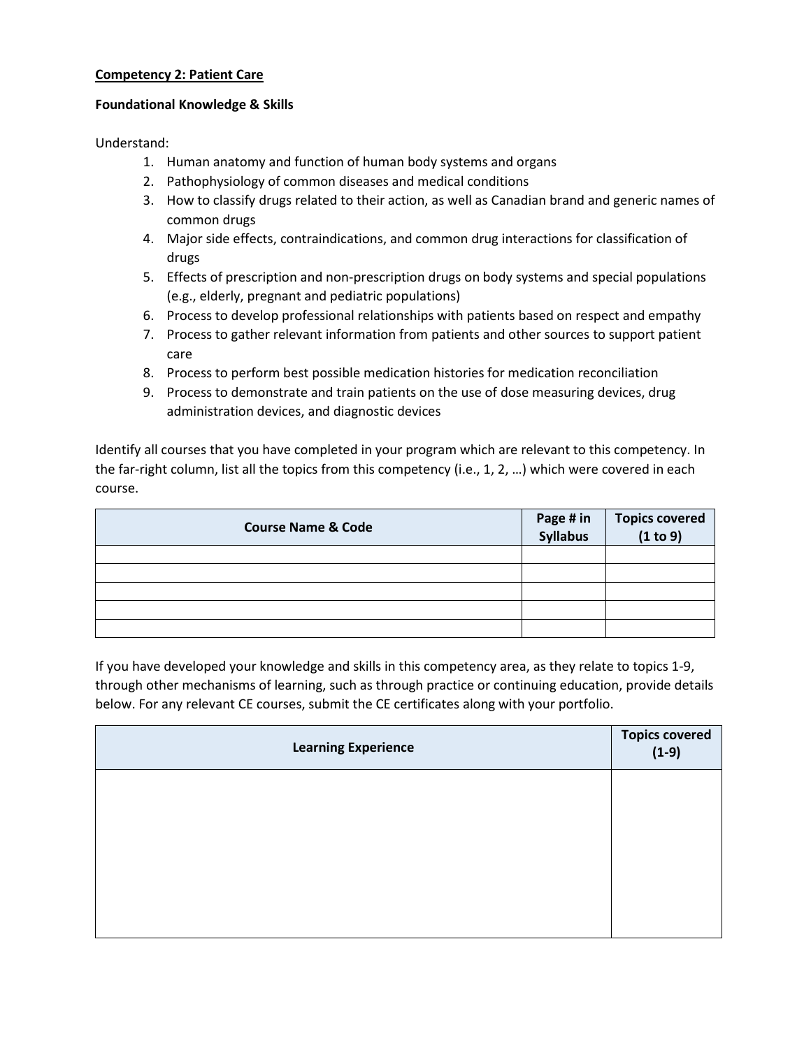**Competency 2: Patient Care**

**Foundational Knowledge & Skills**

Understand:

1. Human anatomy and function of human body systems and organs
2. Pathophysiology of common diseases and medical conditions
3. How to classify drugs related to their action, as well as Canadian brand and generic names of common drugs
4. Major side effects, contraindications, and common drug interactions for classification of drugs
5. Effects of prescription and non-prescription drugs on body systems and special populations (e.g., elderly, pregnant and pediatric populations)
6. Process to develop professional relationships with patients based on respect and empathy
7. Process to gather relevant information from patients and other sources to support patient care
8. Process to perform best possible medication histories for medication reconciliation
9. Process to demonstrate and train patients on the use of dose measuring devices, drug administration devices, and diagnostic devices

Identify all courses that you have completed in your program which are relevant to this competency. In the far-right column, list all the topics from this competency (i.e., 1, 2, …) which were covered in each course.

| Course Name & Code | Page # in Syllabus | Topics covered (1 to 9) |
|---|---|---|
| | | |
| | | |
| | | |
| | | |
| | | |

If you have developed your knowledge and skills in this competency area, as they relate to topics 1-9, through other mechanisms of learning, such as through practice or continuing education, provide details below. For any relevant CE courses, submit the CE certificates along with your portfolio.

| Learning Experience | Topics covered (1-9) |
|---|---|
| | |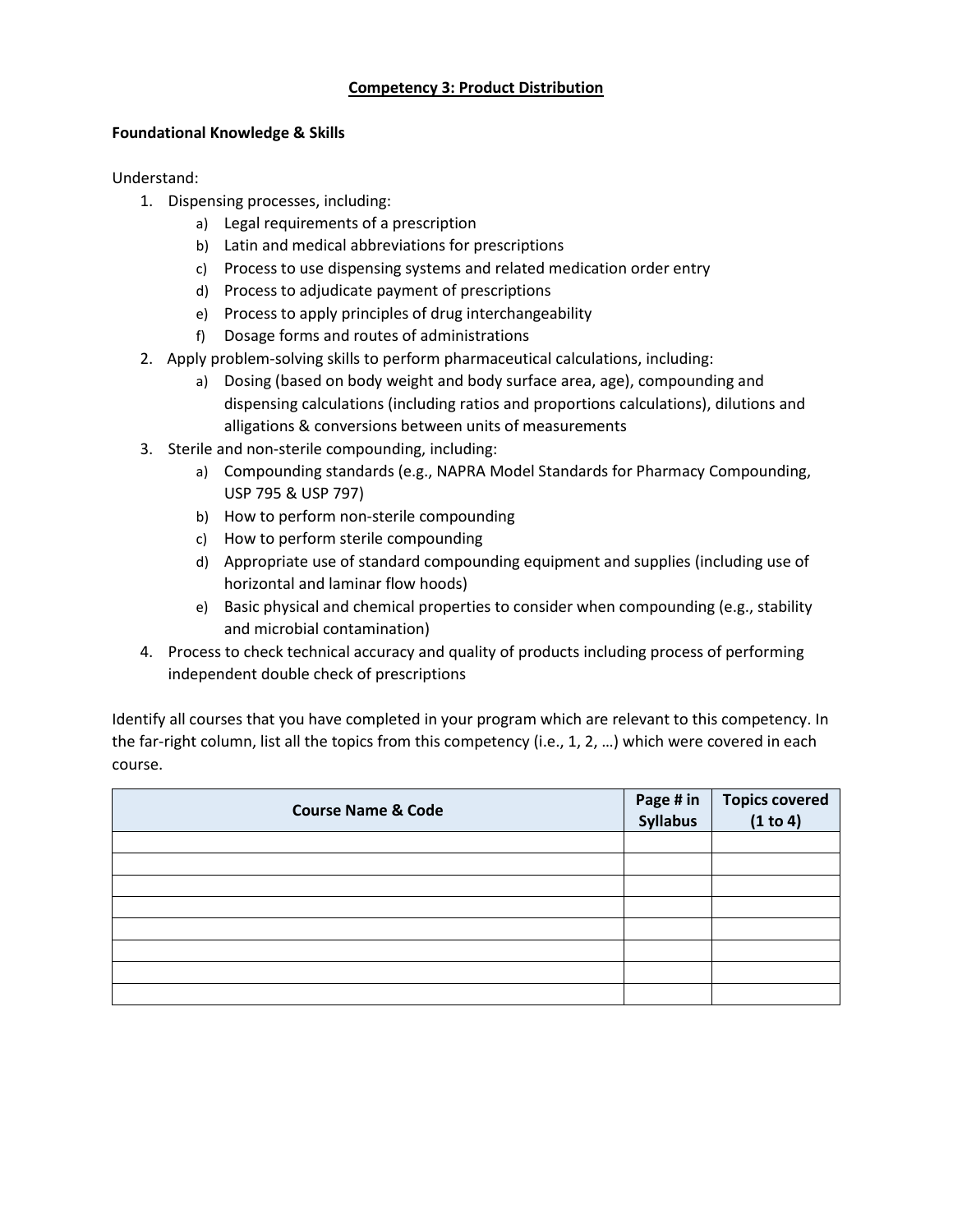# Competency 3: Product Distribution

**Foundational Knowledge & Skills**

Understand:

1. Dispensing processes, including:
   a) Legal requirements of a prescription
   b) Latin and medical abbreviations for prescriptions
   c) Process to use dispensing systems and related medication order entry
   d) Process to adjudicate payment of prescriptions
   e) Process to apply principles of drug interchangeability
   f) Dosage forms and routes of administrations
2. Apply problem-solving skills to perform pharmaceutical calculations, including:
   a) Dosing (based on body weight and body surface area, age), compounding and dispensing calculations (including ratios and proportions calculations), dilutions and alligations & conversions between units of measurements
3. Sterile and non-sterile compounding, including:
   a) Compounding standards (e.g., NAPRA Model Standards for Pharmacy Compounding, USP 795 & USP 797)
   b) How to perform non-sterile compounding
   c) How to perform sterile compounding
   d) Appropriate use of standard compounding equipment and supplies (including use of horizontal and laminar flow hoods)
   e) Basic physical and chemical properties to consider when compounding (e.g., stability and microbial contamination)
4. Process to check technical accuracy and quality of products including process of performing independent double check of prescriptions

Identify all courses that you have completed in your program which are relevant to this competency. In the far-right column, list all the topics from this competency (i.e., 1, 2, …) which were covered in each course.

| Course Name & Code | Page # in Syllabus | Topics covered (1 to 4) |
|---|---|---|
| | | |
| | | |
| | | |
| | | |
| | | |
| | | |
| | | |
| | | |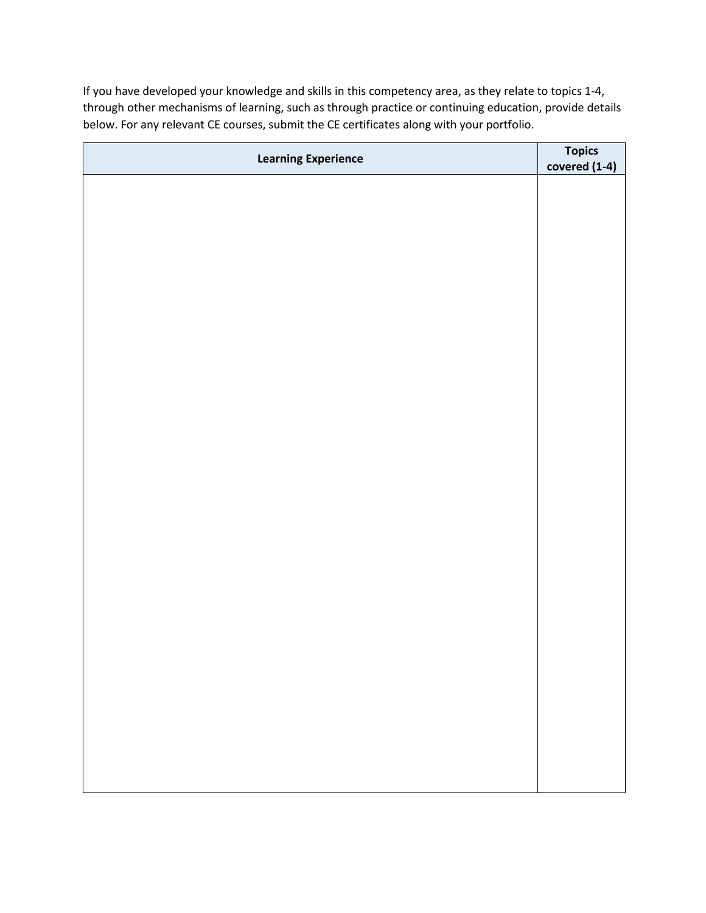If you have developed your knowledge and skills in this competency area, as they relate to topics 1-4, through other mechanisms of learning, such as through practice or continuing education, provide details below. For any relevant CE courses, submit the CE certificates along with your portfolio.

| Learning Experience | Topics covered (1-4) |
| --- | --- |
| | |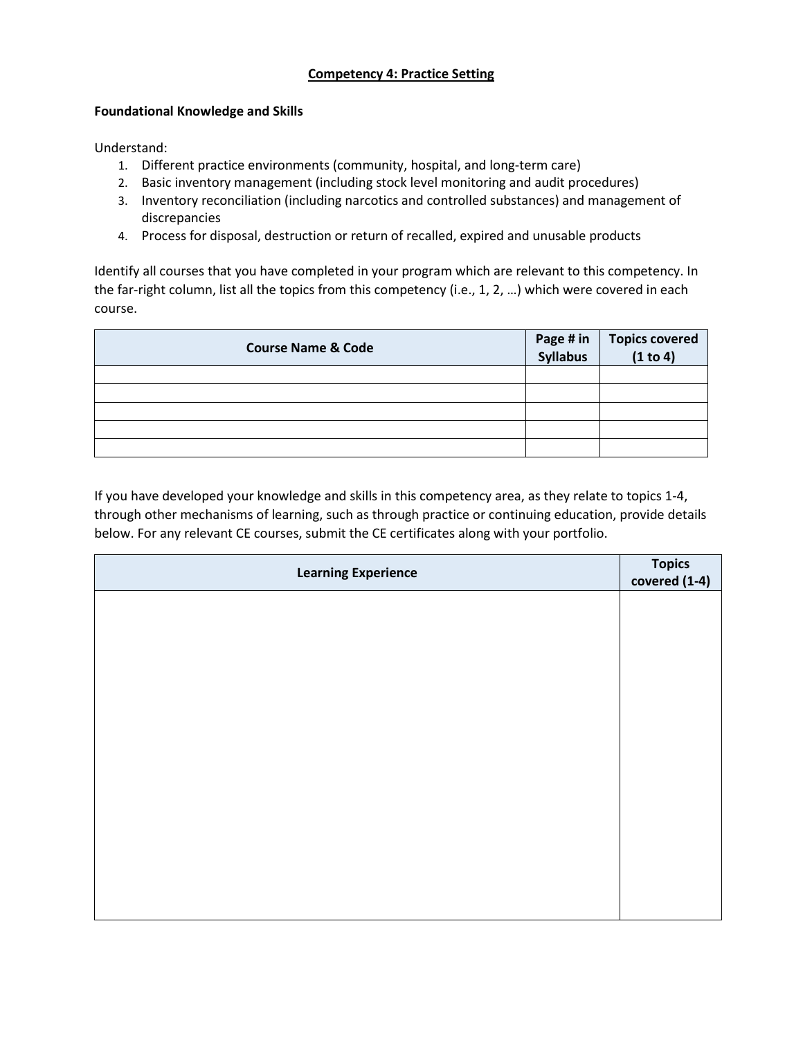## Competency 4: Practice Setting

**Foundational Knowledge and Skills**

Understand:

1. Different practice environments (community, hospital, and long-term care)
2. Basic inventory management (including stock level monitoring and audit procedures)
3. Inventory reconciliation (including narcotics and controlled substances) and management of discrepancies
4. Process for disposal, destruction or return of recalled, expired and unusable products

Identify all courses that you have completed in your program which are relevant to this competency. In the far-right column, list all the topics from this competency (i.e., 1, 2, …) which were covered in each course.

| Course Name & Code | Page # in Syllabus | Topics covered (1 to 4) |
|---|---|---|
| | | |
| | | |
| | | |
| | | |
| | | |

If you have developed your knowledge and skills in this competency area, as they relate to topics 1-4, through other mechanisms of learning, such as through practice or continuing education, provide details below. For any relevant CE courses, submit the CE certificates along with your portfolio.

| Learning Experience | Topics covered (1-4) |
|---|---|
| | |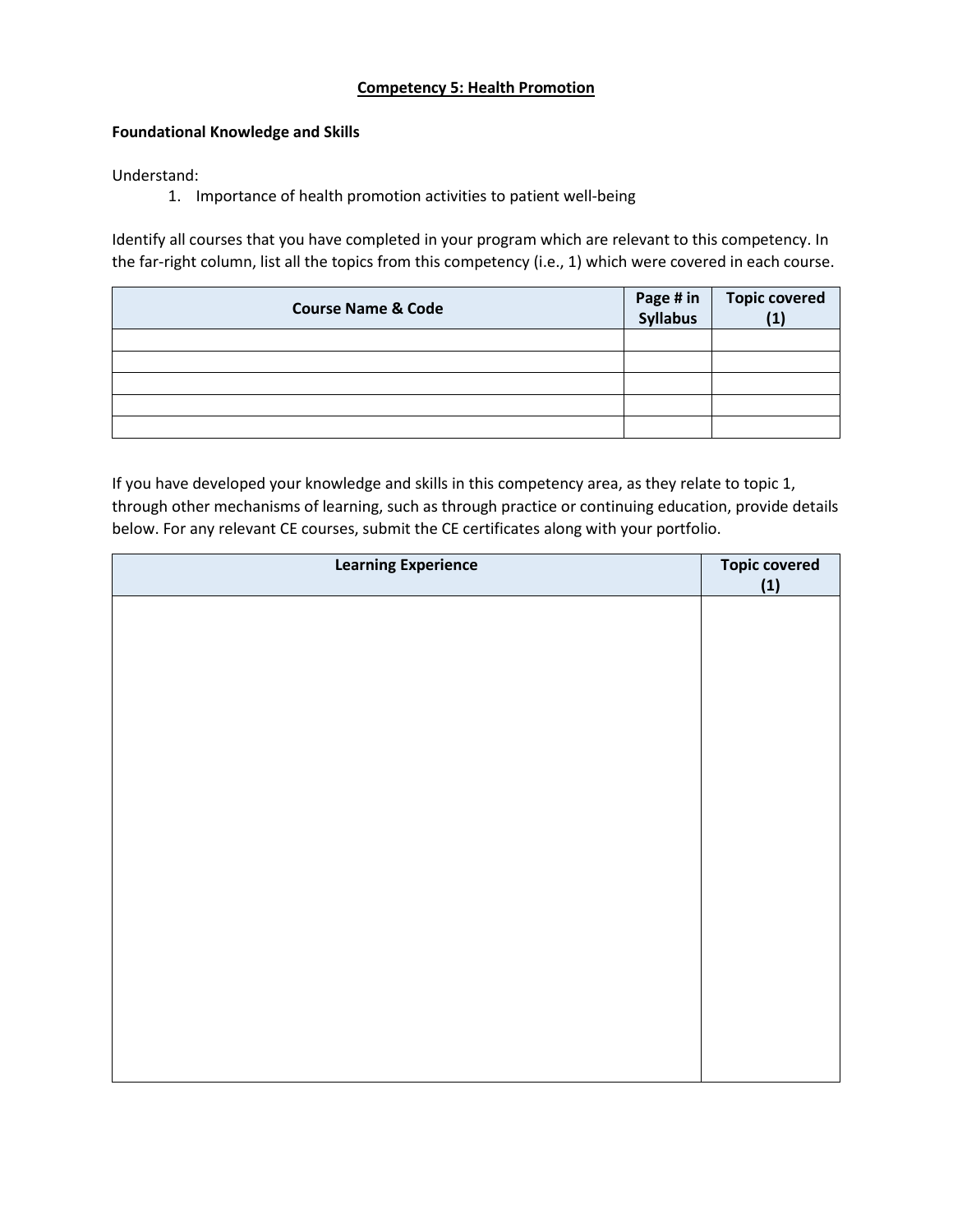## Competency 5: Health Promotion

**Foundational Knowledge and Skills**

Understand:

1. Importance of health promotion activities to patient well-being

Identify all courses that you have completed in your program which are relevant to this competency. In the far-right column, list all the topics from this competency (i.e., 1) which were covered in each course.

| Course Name & Code | Page # in Syllabus | Topic covered (1) |
|---|---|---|
| | | |
| | | |
| | | |
| | | |
| | | |

If you have developed your knowledge and skills in this competency area, as they relate to topic 1, through other mechanisms of learning, such as through practice or continuing education, provide details below. For any relevant CE courses, submit the CE certificates along with your portfolio.

| Learning Experience | Topic covered (1) |
|---|---|
| | |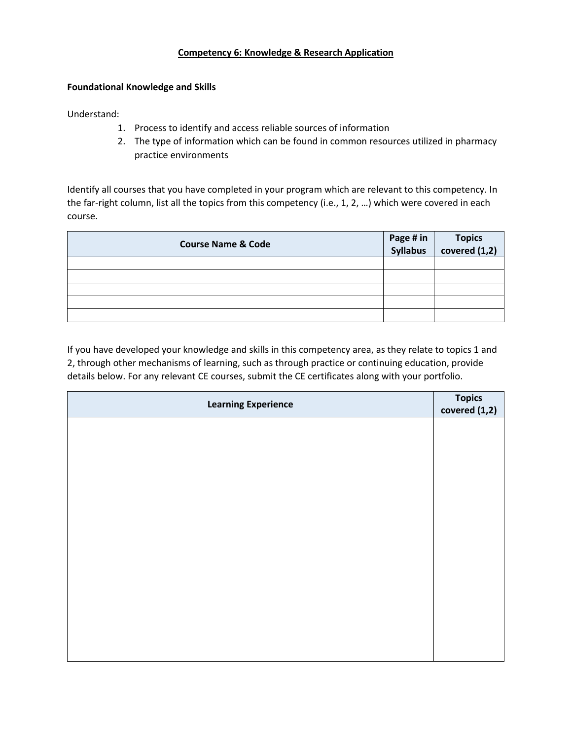# Competency 6: Knowledge & Research Application

**Foundational Knowledge and Skills**

Understand:

1. Process to identify and access reliable sources of information
2. The type of information which can be found in common resources utilized in pharmacy practice environments

Identify all courses that you have completed in your program which are relevant to this competency. In the far-right column, list all the topics from this competency (i.e., 1, 2, …) which were covered in each course.

| Course Name & Code | Page # in Syllabus | Topics covered (1,2) |
|---|---|---|
| | | |
| | | |
| | | |
| | | |
| | | |

If you have developed your knowledge and skills in this competency area, as they relate to topics 1 and 2, through other mechanisms of learning, such as through practice or continuing education, provide details below. For any relevant CE courses, submit the CE certificates along with your portfolio.

| Learning Experience | Topics covered (1,2) |
|---|---|
| | |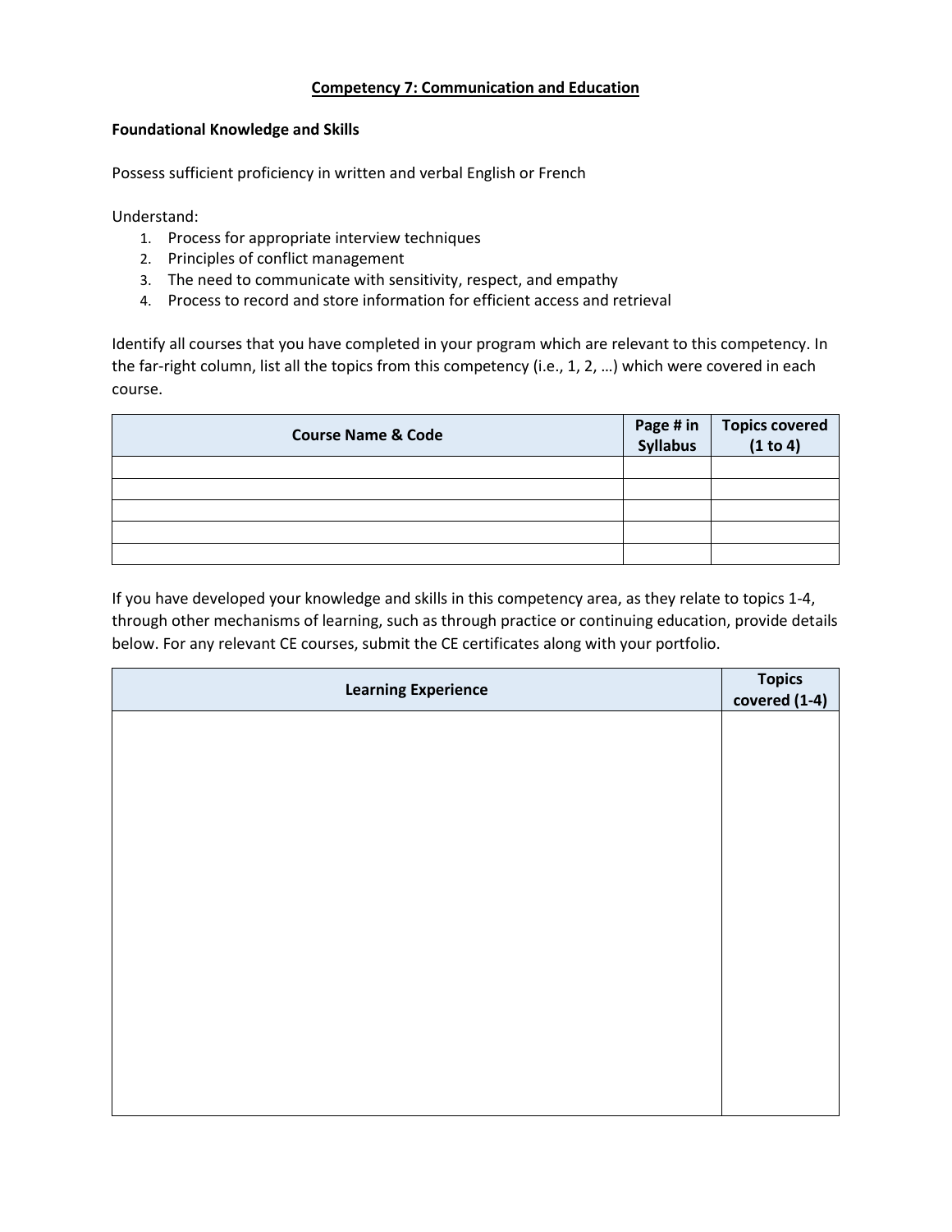# Competency 7: Communication and Education

**Foundational Knowledge and Skills**

Possess sufficient proficiency in written and verbal English or French

Understand:

1. Process for appropriate interview techniques
2. Principles of conflict management
3. The need to communicate with sensitivity, respect, and empathy
4. Process to record and store information for efficient access and retrieval

Identify all courses that you have completed in your program which are relevant to this competency. In the far-right column, list all the topics from this competency (i.e., 1, 2, …) which were covered in each course.

| Course Name & Code | Page # in Syllabus | Topics covered (1 to 4) |
| --- | --- | --- |
| | | |
| | | |
| | | |
| | | |
| | | |

If you have developed your knowledge and skills in this competency area, as they relate to topics 1-4, through other mechanisms of learning, such as through practice or continuing education, provide details below. For any relevant CE courses, submit the CE certificates along with your portfolio.

| Learning Experience | Topics covered (1-4) |
| --- | --- |
| | |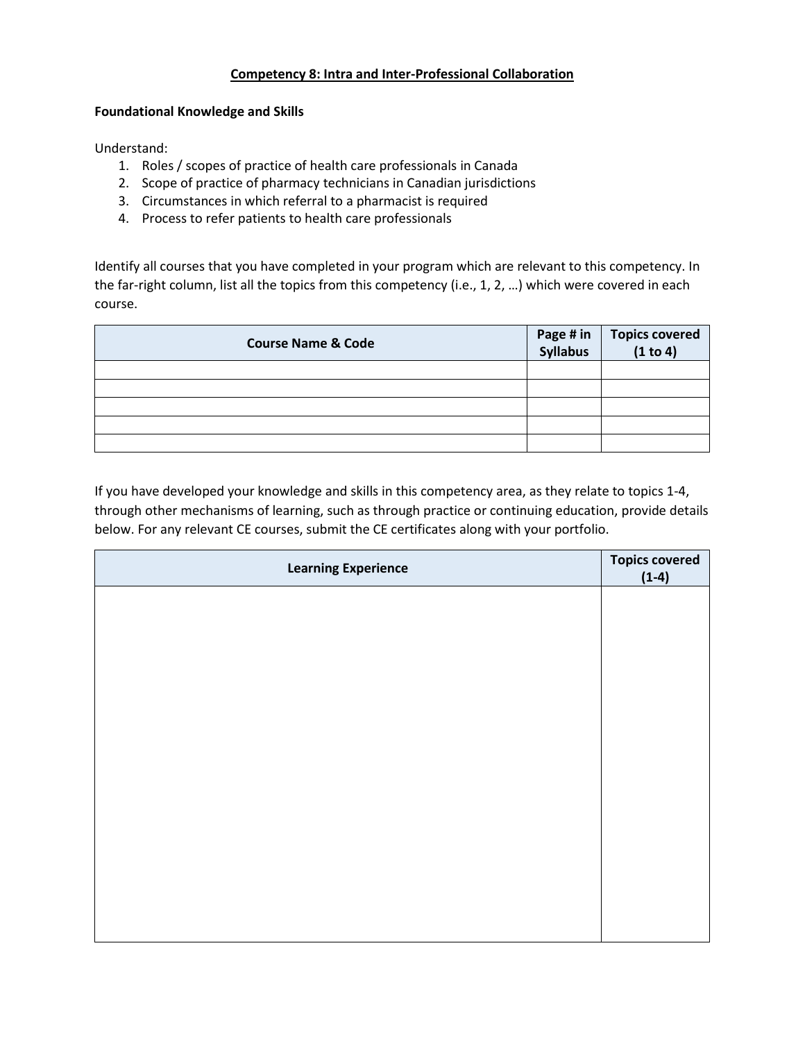## Competency 8: Intra and Inter-Professional Collaboration

**Foundational Knowledge and Skills**

Understand:

1. Roles / scopes of practice of health care professionals in Canada
2. Scope of practice of pharmacy technicians in Canadian jurisdictions
3. Circumstances in which referral to a pharmacist is required
4. Process to refer patients to health care professionals

Identify all courses that you have completed in your program which are relevant to this competency. In the far-right column, list all the topics from this competency (i.e., 1, 2, …) which were covered in each course.

| Course Name & Code | Page # in Syllabus | Topics covered (1 to 4) |
| --- | --- | --- |
| | | |
| | | |
| | | |
| | | |
| | | |

If you have developed your knowledge and skills in this competency area, as they relate to topics 1-4, through other mechanisms of learning, such as through practice or continuing education, provide details below. For any relevant CE courses, submit the CE certificates along with your portfolio.

| Learning Experience | Topics covered (1-4) |
| --- | --- |
| | |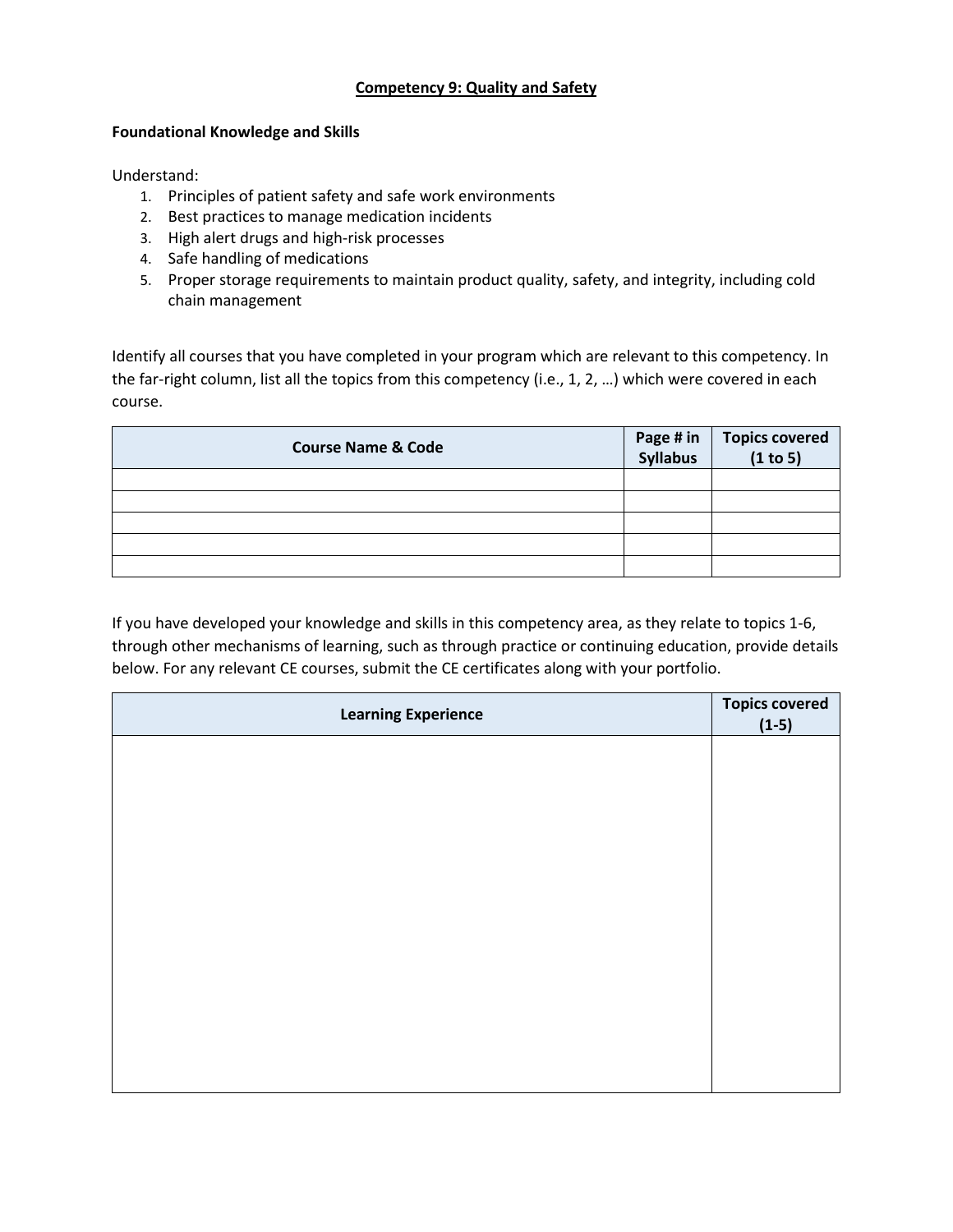# Competency 9: Quality and Safety

## Foundational Knowledge and Skills

Understand:

1. Principles of patient safety and safe work environments
2. Best practices to manage medication incidents
3. High alert drugs and high-risk processes
4. Safe handling of medications
5. Proper storage requirements to maintain product quality, safety, and integrity, including cold chain management

Identify all courses that you have completed in your program which are relevant to this competency. In the far-right column, list all the topics from this competency (i.e., 1, 2, …) which were covered in each course.

| Course Name & Code | Page # in Syllabus | Topics covered (1 to 5) |
|---|---|---|
| | | |
| | | |
| | | |
| | | |
| | | |

If you have developed your knowledge and skills in this competency area, as they relate to topics 1-6, through other mechanisms of learning, such as through practice or continuing education, provide details below. For any relevant CE courses, submit the CE certificates along with your portfolio.

| Learning Experience | Topics covered (1-5) |
|---|---|
| | |